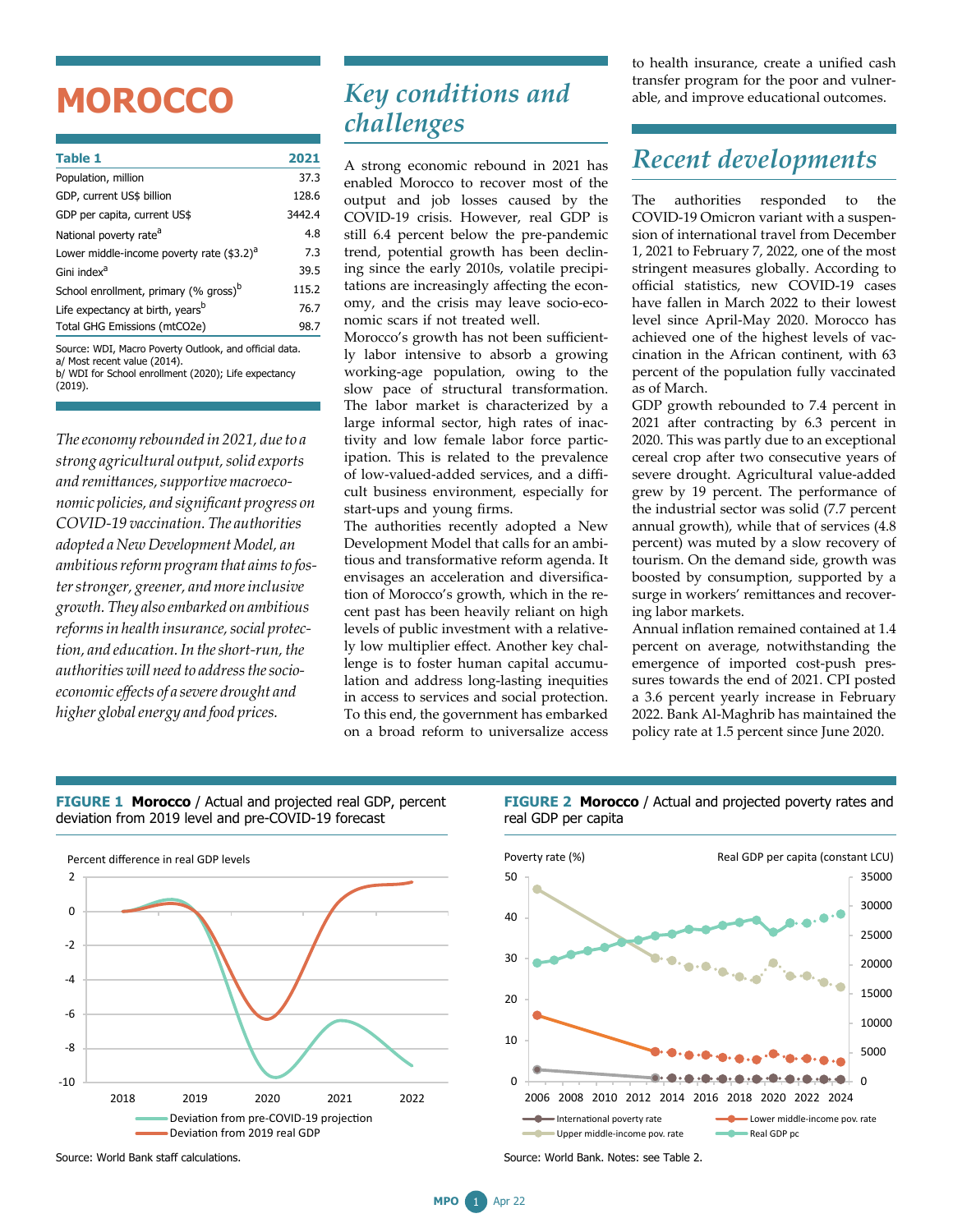# MOROCCO

| Table 1 | 2021 |
|---|---|
| Population, million | 37.3 |
| GDP, current US$ billion | 128.6 |
| GDP per capita, current US$ | 3442.4 |
| National poverty rate[a] | 4.8 |
| Lower middle-income poverty rate ($3.2)[a] | 7.3 |
| Gini index[a] | 39.5 |
| School enrollment, primary (% gross)[b] | 115.2 |
| Life expectancy at birth, years[b] | 76.7 |
| Total GHG Emissions (mtCO2e) | 98.7 |

Source: WDI, Macro Poverty Outlook, and official data.
a/ Most recent value (2014).
b/ WDI for School enrollment (2020); Life expectancy (2019).

*The economy rebounded in 2021, due to a strong agricultural output, solid exports and remittances, supportive macroeconomic policies, and significant progress on COVID-19 vaccination. The authorities adopted a New Development Model, an ambitious reform program that aims to foster stronger, greener, and more inclusive growth. They also embarked on ambitious reforms in health insurance, social protection, and education. In the short-run, the authorities will need to address the socioeconomic effects of a severe drought and higher global energy and food prices.*

## Key conditions and challenges

A strong economic rebound in 2021 has enabled Morocco to recover most of the output and job losses caused by the COVID-19 crisis. However, real GDP is still 6.4 percent below the pre-pandemic trend, potential growth has been declining since the early 2010s, volatile precipitations are increasingly affecting the economy, and the crisis may leave socio-economic scars if not treated well.

Morocco's growth has not been sufficiently labor intensive to absorb a growing working-age population, owing to the slow pace of structural transformation. The labor market is characterized by a large informal sector, high rates of inactivity and low female labor force participation. This is related to the prevalence of low-valued-added services, and a difficult business environment, especially for start-ups and young firms.

The authorities recently adopted a New Development Model that calls for an ambitious and transformative reform agenda. It envisages an acceleration and diversification of Morocco's growth, which in the recent past has been heavily reliant on high levels of public investment with a relatively low multiplier effect. Another key challenge is to foster human capital accumulation and address long-lasting inequities in access to services and social protection. To this end, the government has embarked on a broad reform to universalize access to health insurance, create a unified cash transfer program for the poor and vulnerable, and improve educational outcomes.

## Recent developments

The authorities responded to the COVID-19 Omicron variant with a suspension of international travel from December 1, 2021 to February 7, 2022, one of the most stringent measures globally. According to official statistics, new COVID-19 cases have fallen in March 2022 to their lowest level since April-May 2020. Morocco has achieved one of the highest levels of vaccination in the African continent, with 63 percent of the population fully vaccinated as of March.

GDP growth rebounded to 7.4 percent in 2021 after contracting by 6.3 percent in 2020. This was partly due to an exceptional cereal crop after two consecutive years of severe drought. Agricultural value-added grew by 19 percent. The performance of the industrial sector was solid (7.7 percent annual growth), while that of services (4.8 percent) was muted by a slow recovery of tourism. On the demand side, growth was boosted by consumption, supported by a surge in workers' remittances and recovering labor markets.

Annual inflation remained contained at 1.4 percent on average, notwithstanding the emergence of imported cost-push pressures towards the end of 2021. CPI posted a 3.6 percent yearly increase in February 2022. Bank Al-Maghrib has maintained the policy rate at 1.5 percent since June 2020.

**FIGURE 1 Morocco** / Actual and projected real GDP, percent deviation from 2019 level and pre-COVID-19 forecast

Source: World Bank staff calculations.

**FIGURE 2 Morocco** / Actual and projected poverty rates and real GDP per capita

Source: World Bank. Notes: see Table 2.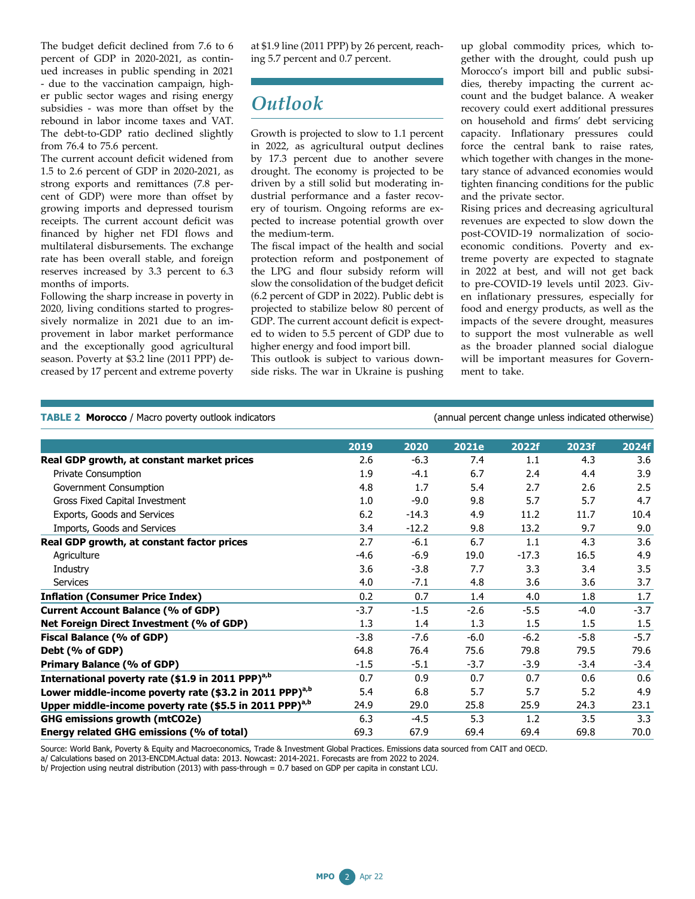The budget deficit declined from 7.6 to 6 percent of GDP in 2020-2021, as continued increases in public spending in 2021 - due to the vaccination campaign, higher public sector wages and rising energy subsidies - was more than offset by the rebound in labor income taxes and VAT. The debt-to-GDP ratio declined slightly from 76.4 to 75.6 percent.

The current account deficit widened from 1.5 to 2.6 percent of GDP in 2020-2021, as strong exports and remittances (7.8 percent of GDP) were more than offset by growing imports and depressed tourism receipts. The current account deficit was financed by higher net FDI flows and multilateral disbursements. The exchange rate has been overall stable, and foreign reserves increased by 3.3 percent to 6.3 months of imports.

Following the sharp increase in poverty in 2020, living conditions started to progressively normalize in 2021 due to an improvement in labor market performance and the exceptionally good agricultural season. Poverty at $3.2 line (2011 PPP) decreased by 17 percent and extreme poverty at $1.9 line (2011 PPP) by 26 percent, reaching 5.7 percent and 0.7 percent.

## Outlook

Growth is projected to slow to 1.1 percent in 2022, as agricultural output declines by 17.3 percent due to another severe drought. The economy is projected to be driven by a still solid but moderating industrial performance and a faster recovery of tourism. Ongoing reforms are expected to increase potential growth over the medium-term.

The fiscal impact of the health and social protection reform and postponement of the LPG and flour subsidy reform will slow the consolidation of the budget deficit (6.2 percent of GDP in 2022). Public debt is projected to stabilize below 80 percent of GDP. The current account deficit is expected to widen to 5.5 percent of GDP due to higher energy and food import bill.

This outlook is subject to various downside risks. The war in Ukraine is pushing up global commodity prices, which together with the drought, could push up Morocco's import bill and public subsidies, thereby impacting the current account and the budget balance. A weaker recovery could exert additional pressures on household and firms' debt servicing capacity. Inflationary pressures could force the central bank to raise rates, which together with changes in the monetary stance of advanced economies would tighten financing conditions for the public and the private sector.

Rising prices and decreasing agricultural revenues are expected to slow down the post-COVID-19 normalization of socioeconomic conditions. Poverty and extreme poverty are expected to stagnate in 2022 at best, and will not get back to pre-COVID-19 levels until 2023. Given inflationary pressures, especially for food and energy products, as well as the impacts of the severe drought, measures to support the most vulnerable as well as the broader planned social dialogue will be important measures for Government to take.

**TABLE 2 Morocco** / Macro poverty outlook indicators (annual percent change unless indicated otherwise)

| | 2019 | 2020 | 2021e | 2022f | 2023f | 2024f |
|---|---|---|---|---|---|---|
| **Real GDP growth, at constant market prices** | 2.6 | -6.3 | 7.4 | 1.1 | 4.3 | 3.6 |
| Private Consumption | 1.9 | -4.1 | 6.7 | 2.4 | 4.4 | 3.9 |
| Government Consumption | 4.8 | 1.7 | 5.4 | 2.7 | 2.6 | 2.5 |
| Gross Fixed Capital Investment | 1.0 | -9.0 | 9.8 | 5.7 | 5.7 | 4.7 |
| Exports, Goods and Services | 6.2 | -14.3 | 4.9 | 11.2 | 11.7 | 10.4 |
| Imports, Goods and Services | 3.4 | -12.2 | 9.8 | 13.2 | 9.7 | 9.0 |
| **Real GDP growth, at constant factor prices** | 2.7 | -6.1 | 6.7 | 1.1 | 4.3 | 3.6 |
| Agriculture | -4.6 | -6.9 | 19.0 | -17.3 | 16.5 | 4.9 |
| Industry | 3.6 | -3.8 | 7.7 | 3.3 | 3.4 | 3.5 |
| Services | 4.0 | -7.1 | 4.8 | 3.6 | 3.6 | 3.7 |
| **Inflation (Consumer Price Index)** | 0.2 | 0.7 | 1.4 | 4.0 | 1.8 | 1.7 |
| **Current Account Balance (% of GDP)** | -3.7 | -1.5 | -2.6 | -5.5 | -4.0 | -3.7 |
| **Net Foreign Direct Investment (% of GDP)** | 1.3 | 1.4 | 1.3 | 1.5 | 1.5 | 1.5 |
| **Fiscal Balance (% of GDP)** | -3.8 | -7.6 | -6.0 | -6.2 | -5.8 | -5.7 |
| **Debt (% of GDP)** | 64.8 | 76.4 | 75.6 | 79.8 | 79.5 | 79.6 |
| **Primary Balance (% of GDP)** | -1.5 | -5.1 | -3.7 | -3.9 | -3.4 | -3.4 |
| **International poverty rate ($1.9 in 2011 PPP)[a,b]** | 0.7 | 0.9 | 0.7 | 0.7 | 0.6 | 0.6 |
| **Lower middle-income poverty rate ($3.2 in 2011 PPP)[a,b]** | 5.4 | 6.8 | 5.7 | 5.7 | 5.2 | 4.9 |
| **Upper middle-income poverty rate ($5.5 in 2011 PPP)[a,b]** | 24.9 | 29.0 | 25.8 | 25.9 | 24.3 | 23.1 |
| **GHG emissions growth (mtCO2e)** | 6.3 | -4.5 | 5.3 | 1.2 | 3.5 | 3.3 |
| **Energy related GHG emissions (% of total)** | 69.3 | 67.9 | 69.4 | 69.4 | 69.8 | 70.0 |

Source: World Bank, Poverty & Equity and Macroeconomics, Trade & Investment Global Practices. Emissions data sourced from CAIT and OECD.
a/ Calculations based on 2013-ENCDM.Actual data: 2013. Nowcast: 2014-2021. Forecasts are from 2022 to 2024.
b/ Projection using neutral distribution (2013) with pass-through = 0.7 based on GDP per capita in constant LCU.